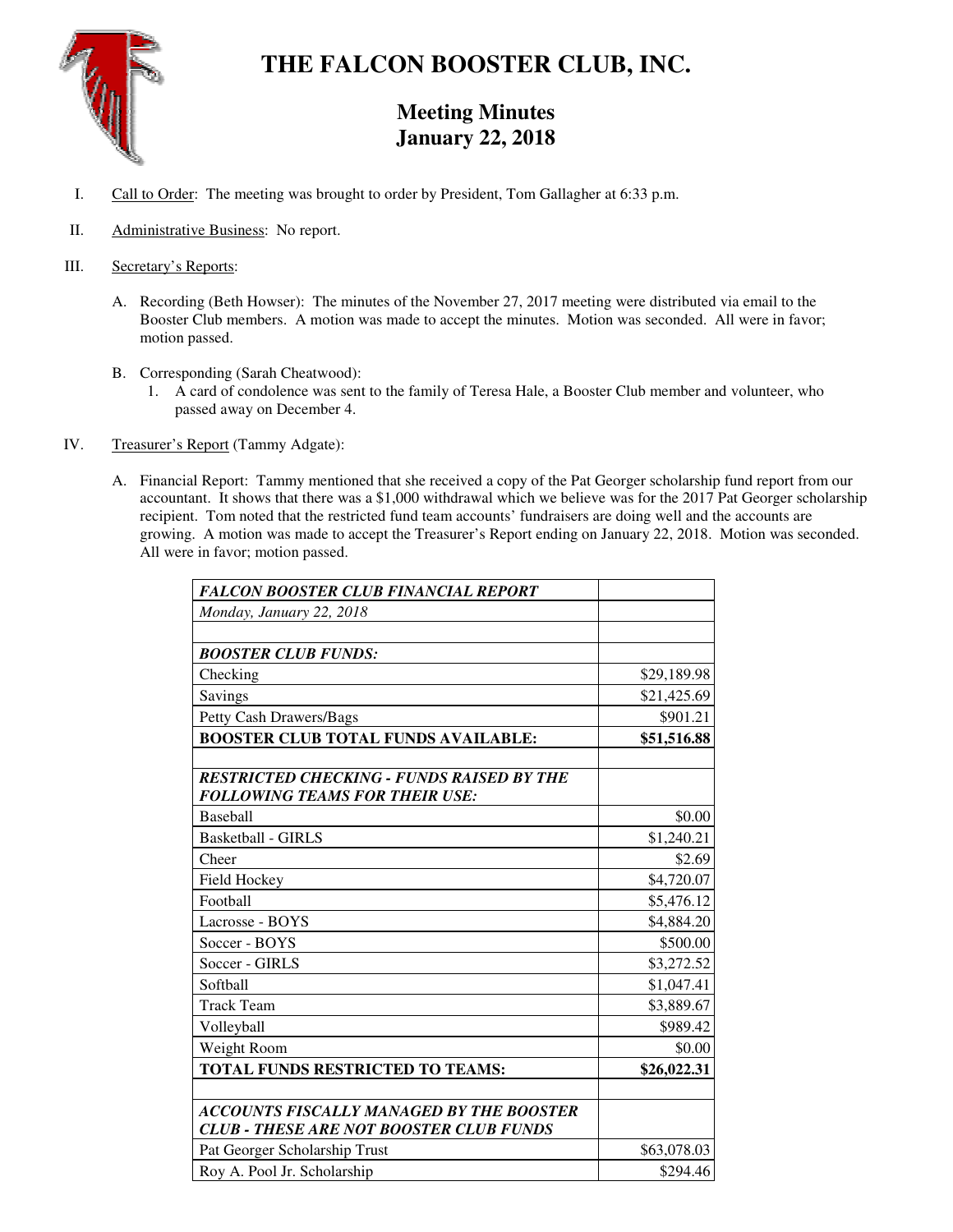# THE FALCON BOOSTER CLUB, INC.

## Meeting Minutes
## January 22, 2018

I. Call to Order: The meeting was brought to order by President, Tom Gallagher at 6:33 p.m.

II. Administrative Business: No report.

III. Secretary's Reports:

A. Recording (Beth Howser): The minutes of the November 27, 2017 meeting were distributed via email to the Booster Club members. A motion was made to accept the minutes. Motion was seconded. All were in favor; motion passed.

B. Corresponding (Sarah Cheatwood):

1. A card of condolence was sent to the family of Teresa Hale, a Booster Club member and volunteer, who passed away on December 4.

IV. Treasurer's Report (Tammy Adgate):

A. Financial Report: Tammy mentioned that she received a copy of the Pat Georger scholarship fund report from our accountant. It shows that there was a $1,000 withdrawal which we believe was for the 2017 Pat Georger scholarship recipient. Tom noted that the restricted fund team accounts' fundraisers are doing well and the accounts are growing. A motion was made to accept the Treasurer's Report ending on January 22, 2018. Motion was seconded. All were in favor; motion passed.

| | |
|---|---|
| ***FALCON BOOSTER CLUB FINANCIAL REPORT*** | |
| *Monday, January 22, 2018* | |
| | |
| ***BOOSTER CLUB FUNDS:*** | |
| Checking | $29,189.98 |
| Savings | $21,425.69 |
| Petty Cash Drawers/Bags | $901.21 |
| **BOOSTER CLUB TOTAL FUNDS AVAILABLE:** | **$51,516.88** |
| | |
| ***RESTRICTED CHECKING - FUNDS RAISED BY THE FOLLOWING TEAMS FOR THEIR USE:*** | |
| Baseball | $0.00 |
| Basketball - GIRLS | $1,240.21 |
| Cheer | $2.69 |
| Field Hockey | $4,720.07 |
| Football | $5,476.12 |
| Lacrosse - BOYS | $4,884.20 |
| Soccer - BOYS | $500.00 |
| Soccer - GIRLS | $3,272.52 |
| Softball | $1,047.41 |
| Track Team | $3,889.67 |
| Volleyball | $989.42 |
| Weight Room | $0.00 |
| **TOTAL FUNDS RESTRICTED TO TEAMS:** | **$26,022.31** |
| | |
| ***ACCOUNTS FISCALLY MANAGED BY THE BOOSTER CLUB - THESE ARE NOT BOOSTER CLUB FUNDS*** | |
| Pat Georger Scholarship Trust | $63,078.03 |
| Roy A. Pool Jr. Scholarship | $294.46 |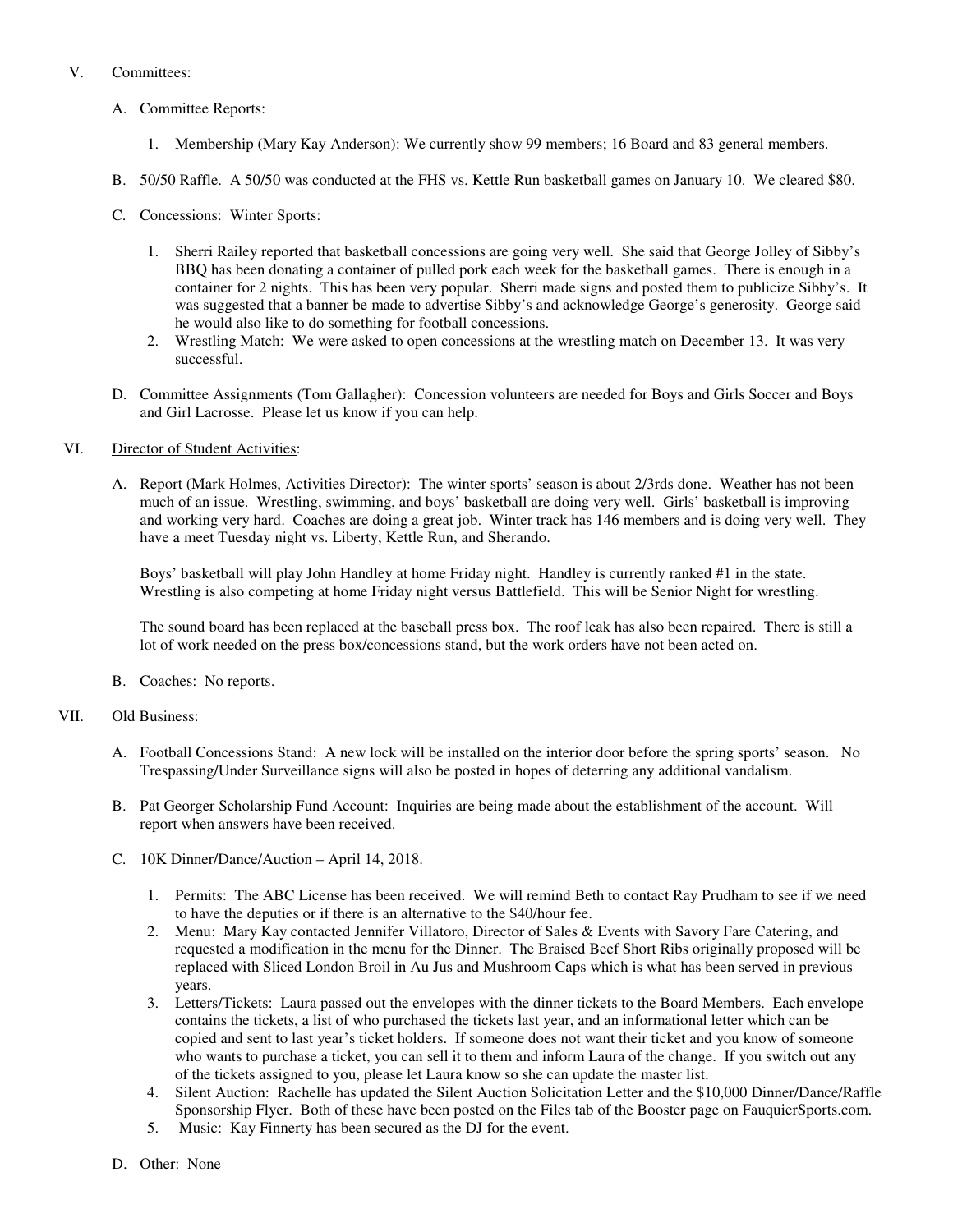V. <u>Committees</u>:

A. Committee Reports:

1. Membership (Mary Kay Anderson): We currently show 99 members; 16 Board and 83 general members.

B. 50/50 Raffle. A 50/50 was conducted at the FHS vs. Kettle Run basketball games on January 10. We cleared $80.

C. Concessions: Winter Sports:

1. Sherri Railey reported that basketball concessions are going very well. She said that George Jolley of Sibby's BBQ has been donating a container of pulled pork each week for the basketball games. There is enough in a container for 2 nights. This has been very popular. Sherri made signs and posted them to publicize Sibby's. It was suggested that a banner be made to advertise Sibby's and acknowledge George's generosity. George said he would also like to do something for football concessions.
2. Wrestling Match: We were asked to open concessions at the wrestling match on December 13. It was very successful.

D. Committee Assignments (Tom Gallagher): Concession volunteers are needed for Boys and Girls Soccer and Boys and Girl Lacrosse. Please let us know if you can help.

VI. <u>Director of Student Activities</u>:

A. Report (Mark Holmes, Activities Director): The winter sports' season is about 2/3rds done. Weather has not been much of an issue. Wrestling, swimming, and boys' basketball are doing very well. Girls' basketball is improving and working very hard. Coaches are doing a great job. Winter track has 146 members and is doing very well. They have a meet Tuesday night vs. Liberty, Kettle Run, and Sherando.

Boys' basketball will play John Handley at home Friday night. Handley is currently ranked #1 in the state. Wrestling is also competing at home Friday night versus Battlefield. This will be Senior Night for wrestling.

The sound board has been replaced at the baseball press box. The roof leak has also been repaired. There is still a lot of work needed on the press box/concessions stand, but the work orders have not been acted on.

B. Coaches: No reports.

VII. <u>Old Business</u>:

A. Football Concessions Stand: A new lock will be installed on the interior door before the spring sports' season. No Trespassing/Under Surveillance signs will also be posted in hopes of deterring any additional vandalism.

B. Pat Georger Scholarship Fund Account: Inquiries are being made about the establishment of the account. Will report when answers have been received.

C. 10K Dinner/Dance/Auction – April 14, 2018.

1. Permits: The ABC License has been received. We will remind Beth to contact Ray Prudham to see if we need to have the deputies or if there is an alternative to the $40/hour fee.
2. Menu: Mary Kay contacted Jennifer Villatoro, Director of Sales & Events with Savory Fare Catering, and requested a modification in the menu for the Dinner. The Braised Beef Short Ribs originally proposed will be replaced with Sliced London Broil in Au Jus and Mushroom Caps which is what has been served in previous years.
3. Letters/Tickets: Laura passed out the envelopes with the dinner tickets to the Board Members. Each envelope contains the tickets, a list of who purchased the tickets last year, and an informational letter which can be copied and sent to last year's ticket holders. If someone does not want their ticket and you know of someone who wants to purchase a ticket, you can sell it to them and inform Laura of the change. If you switch out any of the tickets assigned to you, please let Laura know so she can update the master list.
4. Silent Auction: Rachelle has updated the Silent Auction Solicitation Letter and the $10,000 Dinner/Dance/Raffle Sponsorship Flyer. Both of these have been posted on the Files tab of the Booster page on FauquierSports.com.
5. Music: Kay Finnerty has been secured as the DJ for the event.

D. Other: None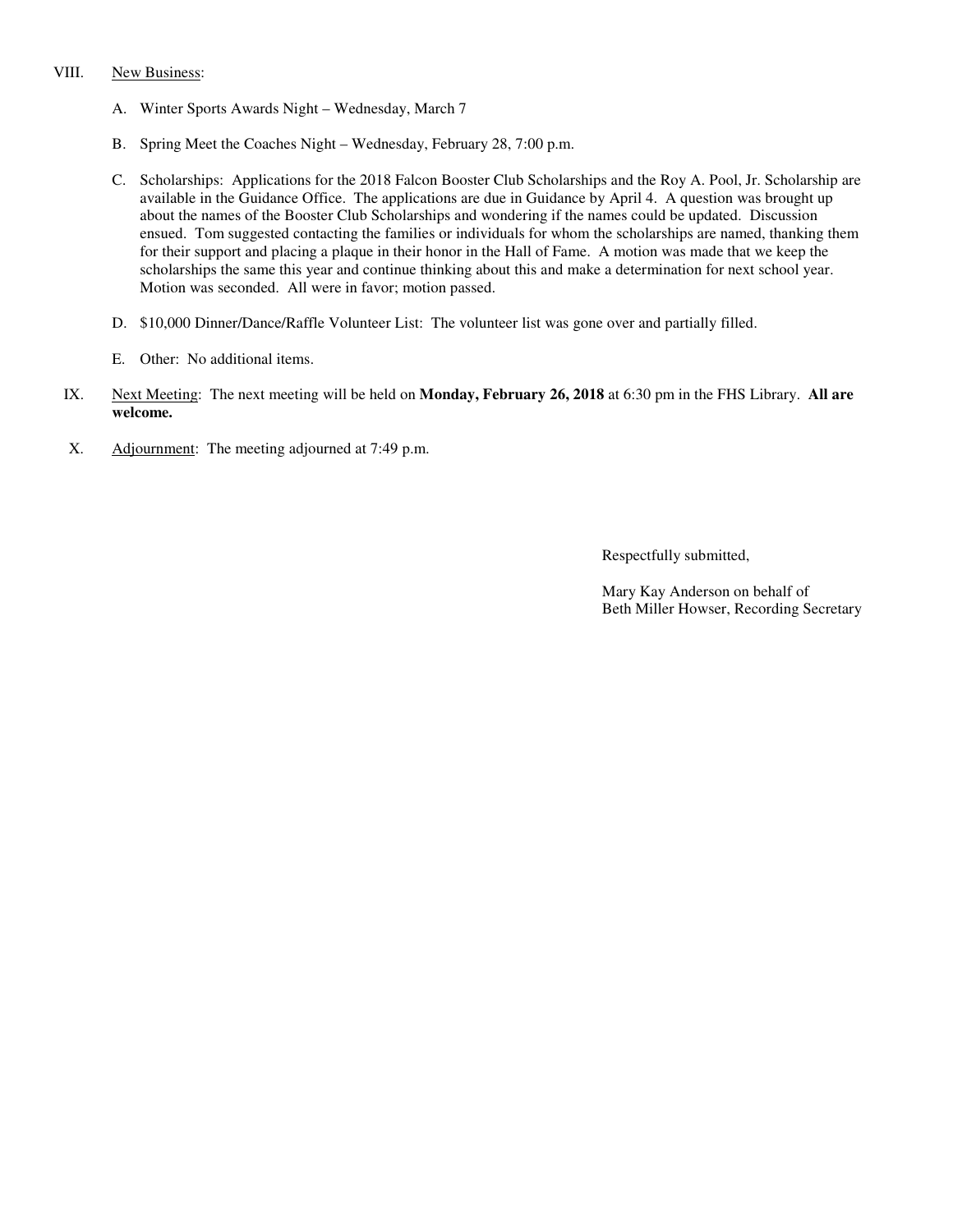VIII. New Business:

A. Winter Sports Awards Night – Wednesday, March 7

B. Spring Meet the Coaches Night – Wednesday, February 28, 7:00 p.m.

C. Scholarships: Applications for the 2018 Falcon Booster Club Scholarships and the Roy A. Pool, Jr. Scholarship are available in the Guidance Office. The applications are due in Guidance by April 4. A question was brought up about the names of the Booster Club Scholarships and wondering if the names could be updated. Discussion ensued. Tom suggested contacting the families or individuals for whom the scholarships are named, thanking them for their support and placing a plaque in their honor in the Hall of Fame. A motion was made that we keep the scholarships the same this year and continue thinking about this and make a determination for next school year. Motion was seconded. All were in favor; motion passed.

D. $10,000 Dinner/Dance/Raffle Volunteer List: The volunteer list was gone over and partially filled.

E. Other: No additional items.

IX. Next Meeting: The next meeting will be held on **Monday, February 26, 2018** at 6:30 pm in the FHS Library. **All are welcome.**

X. Adjournment: The meeting adjourned at 7:49 p.m.

Respectfully submitted,

Mary Kay Anderson on behalf of
Beth Miller Howser, Recording Secretary